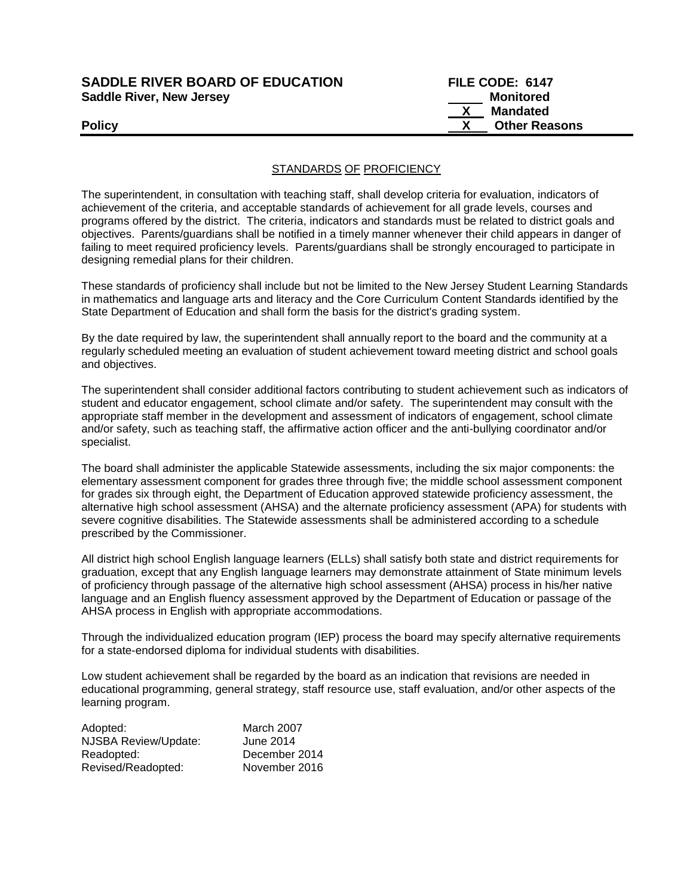**SADDLE RIVER BOARD OF EDUCATION** | **FILE CODE: 6147**
**Saddle River, New Jersey**

_____ **Monitored**
__X__ **Mandated**
__X__ **Other Reasons**

**Policy**

## STANDARDS OF PROFICIENCY

The superintendent, in consultation with teaching staff, shall develop criteria for evaluation, indicators of achievement of the criteria, and acceptable standards of achievement for all grade levels, courses and programs offered by the district. The criteria, indicators and standards must be related to district goals and objectives. Parents/guardians shall be notified in a timely manner whenever their child appears in danger of failing to meet required proficiency levels. Parents/guardians shall be strongly encouraged to participate in designing remedial plans for their children.

These standards of proficiency shall include but not be limited to the New Jersey Student Learning Standards in mathematics and language arts and literacy and the Core Curriculum Content Standards identified by the State Department of Education and shall form the basis for the district's grading system.

By the date required by law, the superintendent shall annually report to the board and the community at a regularly scheduled meeting an evaluation of student achievement toward meeting district and school goals and objectives.

The superintendent shall consider additional factors contributing to student achievement such as indicators of student and educator engagement, school climate and/or safety. The superintendent may consult with the appropriate staff member in the development and assessment of indicators of engagement, school climate and/or safety, such as teaching staff, the affirmative action officer and the anti-bullying coordinator and/or specialist.

The board shall administer the applicable Statewide assessments, including the six major components: the elementary assessment component for grades three through five; the middle school assessment component for grades six through eight, the Department of Education approved statewide proficiency assessment, the alternative high school assessment (AHSA) and the alternate proficiency assessment (APA) for students with severe cognitive disabilities. The Statewide assessments shall be administered according to a schedule prescribed by the Commissioner.

All district high school English language learners (ELLs) shall satisfy both state and district requirements for graduation, except that any English language learners may demonstrate attainment of State minimum levels of proficiency through passage of the alternative high school assessment (AHSA) process in his/her native language and an English fluency assessment approved by the Department of Education or passage of the AHSA process in English with appropriate accommodations.

Through the individualized education program (IEP) process the board may specify alternative requirements for a state-endorsed diploma for individual students with disabilities.

Low student achievement shall be regarded by the board as an indication that revisions are needed in educational programming, general strategy, staff resource use, staff evaluation, and/or other aspects of the learning program.

| | |
|---|---|
| Adopted: | March 2007 |
| NJSBA Review/Update: | June 2014 |
| Readopted: | December 2014 |
| Revised/Readopted: | November 2016 |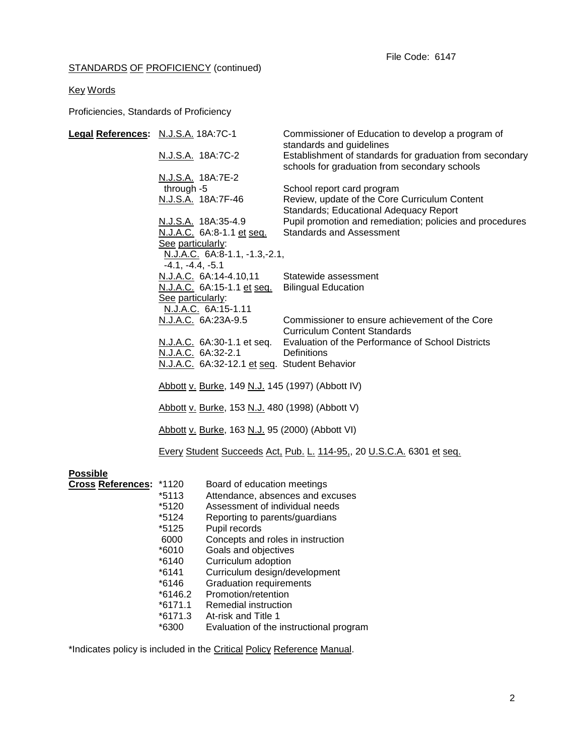STANDARDS OF PROFICIENCY (continued)

Key Words

Proficiencies, Standards of Proficiency

**Legal References:**

| | |
|---|---|
| N.J.S.A. 18A:7C-1 | Commissioner of Education to develop a program of standards and guidelines |
| N.J.S.A. 18A:7C-2 | Establishment of standards for graduation from secondary schools for graduation from secondary schools |
| N.J.S.A. 18A:7E-2 through -5 | School report card program |
| N.J.S.A. 18A:7F-46 | Review, update of the Core Curriculum Content Standards; Educational Adequacy Report |
| N.J.S.A. 18A:35-4.9 | Pupil promotion and remediation; policies and procedures |
| N.J.A.C. 6A:8-1.1 et seq. | Standards and Assessment |
| See particularly: N.J.A.C. 6A:8-1.1, -1.3,-2.1, -4.1, -4.4, -5.1 | |
| N.J.A.C. 6A:14-4.10,11 | Statewide assessment |
| N.J.A.C. 6A:15-1.1 et seq. | Bilingual Education |
| See particularly: N.J.A.C. 6A:15-1.11 | |
| N.J.A.C. 6A:23A-9.5 | Commissioner to ensure achievement of the Core Curriculum Content Standards |
| N.J.A.C. 6A:30-1.1 et seq. | Evaluation of the Performance of School Districts |
| N.J.A.C. 6A:32-2.1 | Definitions |
| N.J.A.C. 6A:32-12.1 et seq. | Student Behavior |

Abbott v. Burke, 149 N.J. 145 (1997) (Abbott IV)

Abbott v. Burke, 153 N.J. 480 (1998) (Abbott V)

Abbott v. Burke, 163 N.J. 95 (2000) (Abbott VI)

Every Student Succeeds Act, Pub. L. 114-95,, 20 U.S.C.A. 6301 et seq.

**Possible Cross References:**

| | |
|---|---|
| *1120 | Board of education meetings |
| *5113 | Attendance, absences and excuses |
| *5120 | Assessment of individual needs |
| *5124 | Reporting to parents/guardians |
| *5125 | Pupil records |
| 6000 | Concepts and roles in instruction |
| *6010 | Goals and objectives |
| *6140 | Curriculum adoption |
| *6141 | Curriculum design/development |
| *6146 | Graduation requirements |
| *6146.2 | Promotion/retention |
| *6171.1 | Remedial instruction |
| *6171.3 | At-risk and Title 1 |
| *6300 | Evaluation of the instructional program |

*Indicates policy is included in the Critical Policy Reference Manual.